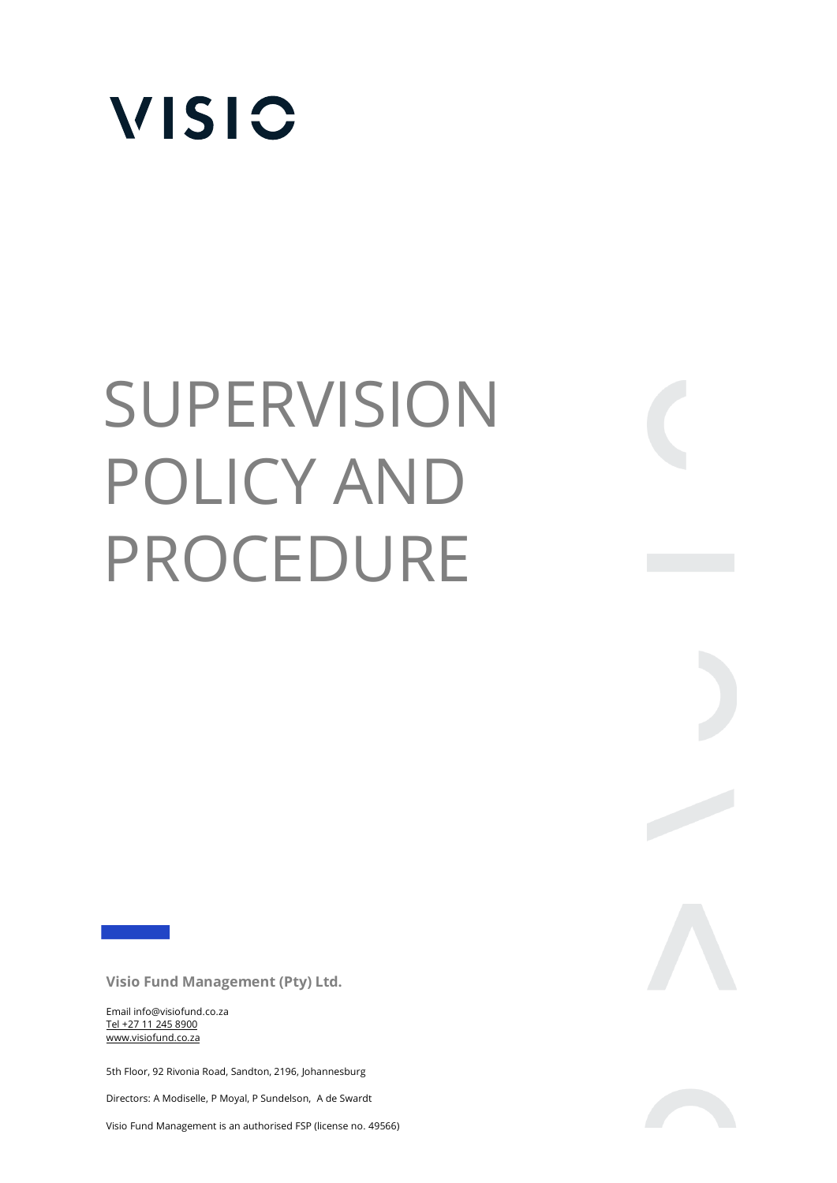# VISIO

# SUPERVISION POLICY AND PROCEDURE

**Visio Fund Management (Pty) Ltd.**

Email info@visiofund.co.za
Tel +27 11 245 8900
www.visiofund.co.za

5th Floor, 92 Rivonia Road, Sandton, 2196, Johannesburg

Directors: A Modiselle, P Moyal, P Sundelson, A de Swardt

Visio Fund Management is an authorised FSP (license no. 49566)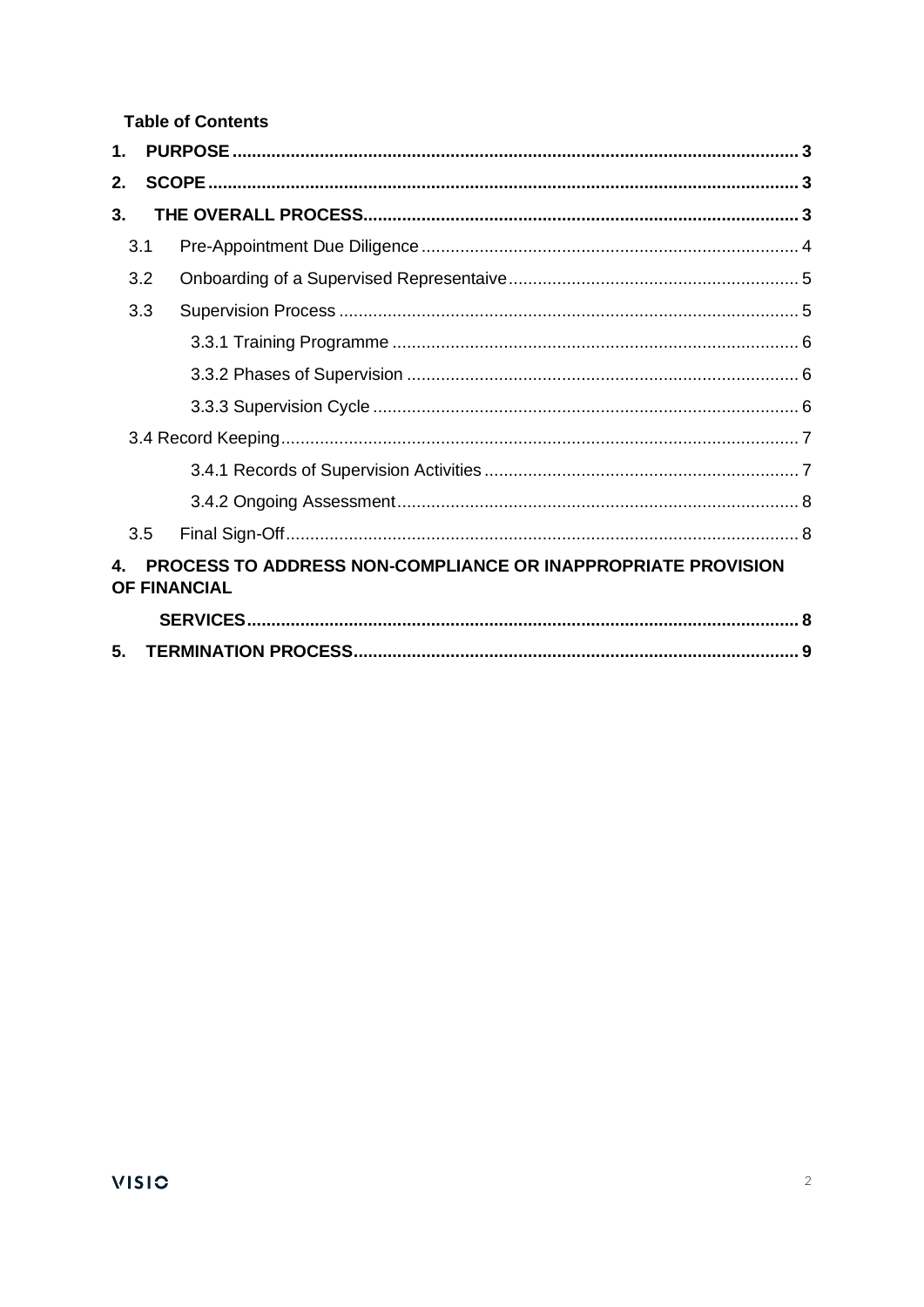**Table of Contents**

1. **PURPOSE** ... 3
2. **SCOPE** ... 3
3. **THE OVERALL PROCESS** ... 3
   - 3.1 Pre-Appointment Due Diligence ... 4
   - 3.2 Onboarding of a Supervised Representaive ... 5
   - 3.3 Supervision Process ... 5
     - 3.3.1 Training Programme ... 6
     - 3.3.2 Phases of Supervision ... 6
     - 3.3.3 Supervision Cycle ... 6
   - 3.4 Record Keeping ... 7
     - 3.4.1 Records of Supervision Activities ... 7
     - 3.4.2 Ongoing Assessment ... 8
   - 3.5 Final Sign-Off ... 8
4. **PROCESS TO ADDRESS NON-COMPLIANCE OR INAPPROPRIATE PROVISION OF FINANCIAL SERVICES** ... 8
5. **TERMINATION PROCESS** ... 9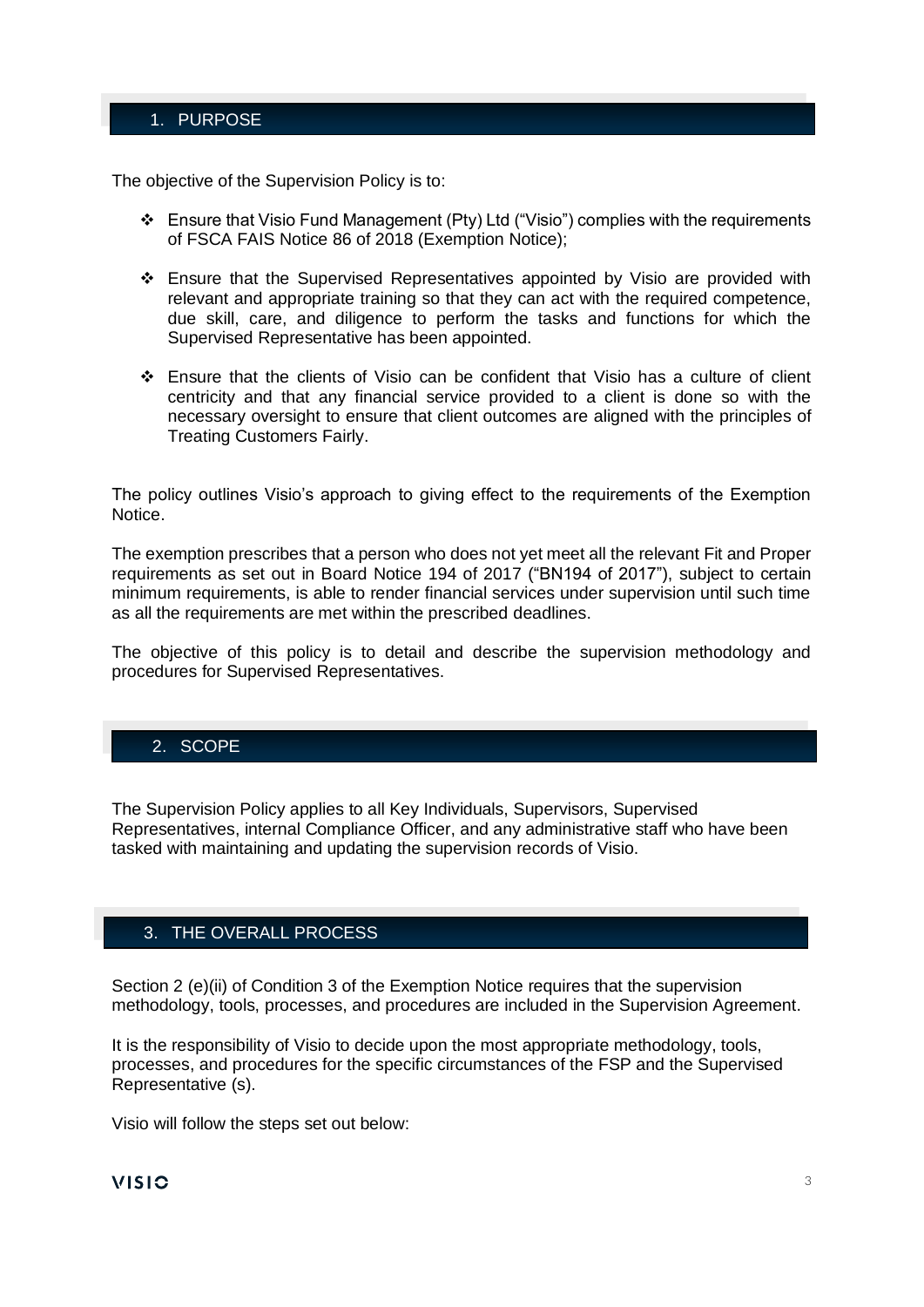## 1. PURPOSE

The objective of the Supervision Policy is to:

- Ensure that Visio Fund Management (Pty) Ltd ("Visio") complies with the requirements of FSCA FAIS Notice 86 of 2018 (Exemption Notice);
- Ensure that the Supervised Representatives appointed by Visio are provided with relevant and appropriate training so that they can act with the required competence, due skill, care, and diligence to perform the tasks and functions for which the Supervised Representative has been appointed.
- Ensure that the clients of Visio can be confident that Visio has a culture of client centricity and that any financial service provided to a client is done so with the necessary oversight to ensure that client outcomes are aligned with the principles of Treating Customers Fairly.

The policy outlines Visio's approach to giving effect to the requirements of the Exemption Notice.

The exemption prescribes that a person who does not yet meet all the relevant Fit and Proper requirements as set out in Board Notice 194 of 2017 ("BN194 of 2017"), subject to certain minimum requirements, is able to render financial services under supervision until such time as all the requirements are met within the prescribed deadlines.

The objective of this policy is to detail and describe the supervision methodology and procedures for Supervised Representatives.

## 2. SCOPE

The Supervision Policy applies to all Key Individuals, Supervisors, Supervised Representatives, internal Compliance Officer, and any administrative staff who have been tasked with maintaining and updating the supervision records of Visio.

## 3. THE OVERALL PROCESS

Section 2 (e)(ii) of Condition 3 of the Exemption Notice requires that the supervision methodology, tools, processes, and procedures are included in the Supervision Agreement.

It is the responsibility of Visio to decide upon the most appropriate methodology, tools, processes, and procedures for the specific circumstances of the FSP and the Supervised Representative (s).

Visio will follow the steps set out below: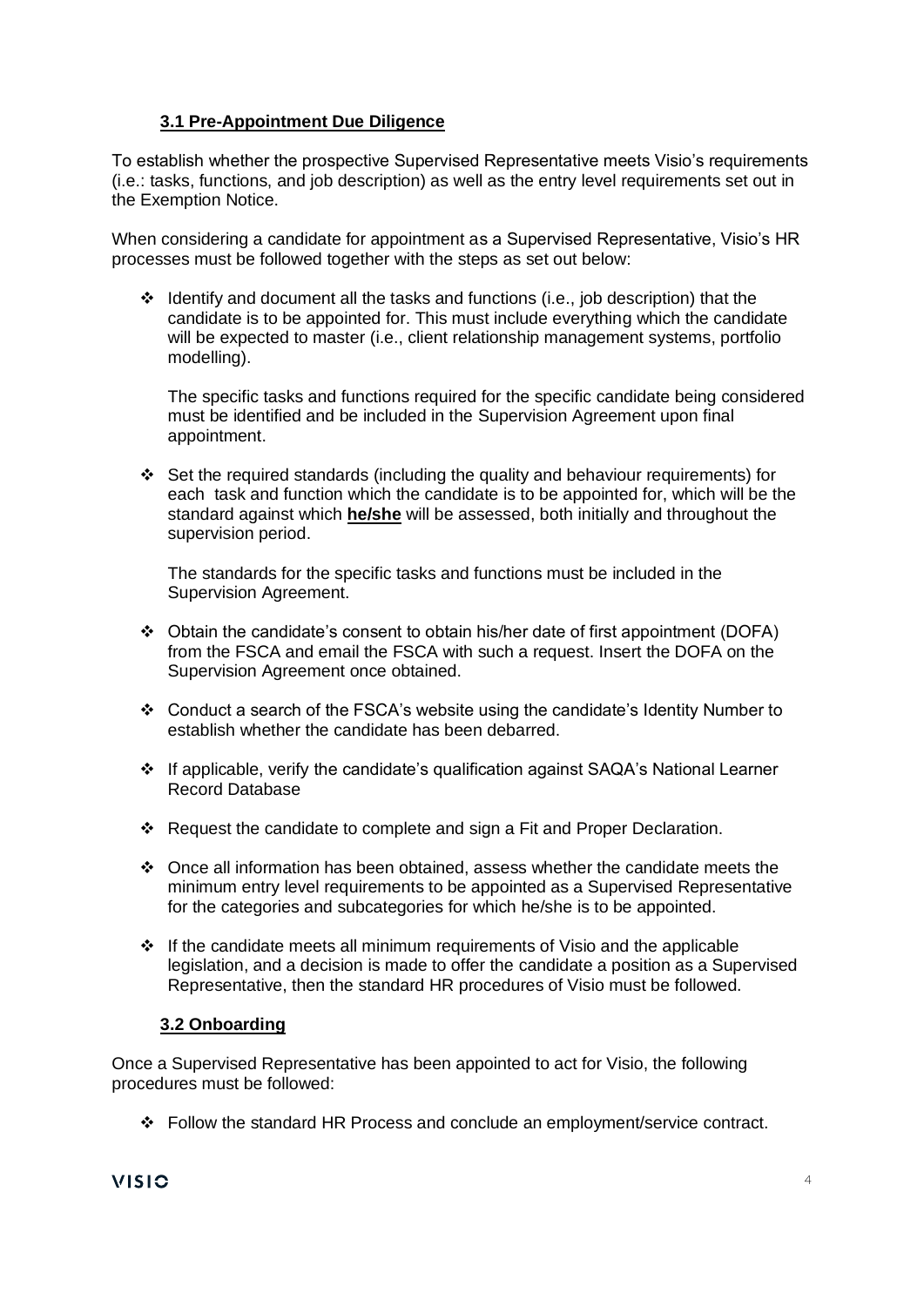### **3.1 Pre-Appointment Due Diligence**

To establish whether the prospective Supervised Representative meets Visio's requirements (i.e.: tasks, functions, and job description) as well as the entry level requirements set out in the Exemption Notice.

When considering a candidate for appointment as a Supervised Representative, Visio's HR processes must be followed together with the steps as set out below:

- Identify and document all the tasks and functions (i.e., job description) that the candidate is to be appointed for. This must include everything which the candidate will be expected to master (i.e., client relationship management systems, portfolio modelling).

  The specific tasks and functions required for the specific candidate being considered must be identified and be included in the Supervision Agreement upon final appointment.

- Set the required standards (including the quality and behaviour requirements) for each task and function which the candidate is to be appointed for, which will be the standard against which **he/she** will be assessed, both initially and throughout the supervision period.

  The standards for the specific tasks and functions must be included in the Supervision Agreement.

- Obtain the candidate's consent to obtain his/her date of first appointment (DOFA) from the FSCA and email the FSCA with such a request. Insert the DOFA on the Supervision Agreement once obtained.

- Conduct a search of the FSCA's website using the candidate's Identity Number to establish whether the candidate has been debarred.

- If applicable, verify the candidate's qualification against SAQA's National Learner Record Database

- Request the candidate to complete and sign a Fit and Proper Declaration.

- Once all information has been obtained, assess whether the candidate meets the minimum entry level requirements to be appointed as a Supervised Representative for the categories and subcategories for which he/she is to be appointed.

- If the candidate meets all minimum requirements of Visio and the applicable legislation, and a decision is made to offer the candidate a position as a Supervised Representative, then the standard HR procedures of Visio must be followed.

### **3.2 Onboarding**

Once a Supervised Representative has been appointed to act for Visio, the following procedures must be followed:

- Follow the standard HR Process and conclude an employment/service contract.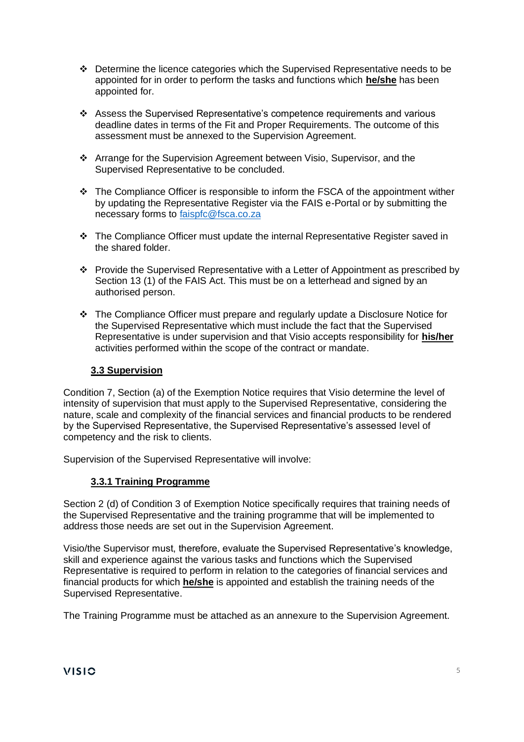- Determine the licence categories which the Supervised Representative needs to be appointed for in order to perform the tasks and functions which **he/she** has been appointed for.

- Assess the Supervised Representative's competence requirements and various deadline dates in terms of the Fit and Proper Requirements. The outcome of this assessment must be annexed to the Supervision Agreement.

- Arrange for the Supervision Agreement between Visio, Supervisor, and the Supervised Representative to be concluded.

- The Compliance Officer is responsible to inform the FSCA of the appointment wither by updating the Representative Register via the FAIS e-Portal or by submitting the necessary forms to [faispfc@fsca.co.za](mailto:faispfc@fsca.co.za)

- The Compliance Officer must update the internal Representative Register saved in the shared folder.

- Provide the Supervised Representative with a Letter of Appointment as prescribed by Section 13 (1) of the FAIS Act. This must be on a letterhead and signed by an authorised person.

- The Compliance Officer must prepare and regularly update a Disclosure Notice for the Supervised Representative which must include the fact that the Supervised Representative is under supervision and that Visio accepts responsibility for **his/her** activities performed within the scope of the contract or mandate.

### 3.3 Supervision

Condition 7, Section (a) of the Exemption Notice requires that Visio determine the level of intensity of supervision that must apply to the Supervised Representative, considering the nature, scale and complexity of the financial services and financial products to be rendered by the Supervised Representative, the Supervised Representative's assessed level of competency and the risk to clients.

Supervision of the Supervised Representative will involve:

#### 3.3.1 Training Programme

Section 2 (d) of Condition 3 of Exemption Notice specifically requires that training needs of the Supervised Representative and the training programme that will be implemented to address those needs are set out in the Supervision Agreement.

Visio/the Supervisor must, therefore, evaluate the Supervised Representative's knowledge, skill and experience against the various tasks and functions which the Supervised Representative is required to perform in relation to the categories of financial services and financial products for which **he/she** is appointed and establish the training needs of the Supervised Representative.

The Training Programme must be attached as an annexure to the Supervision Agreement.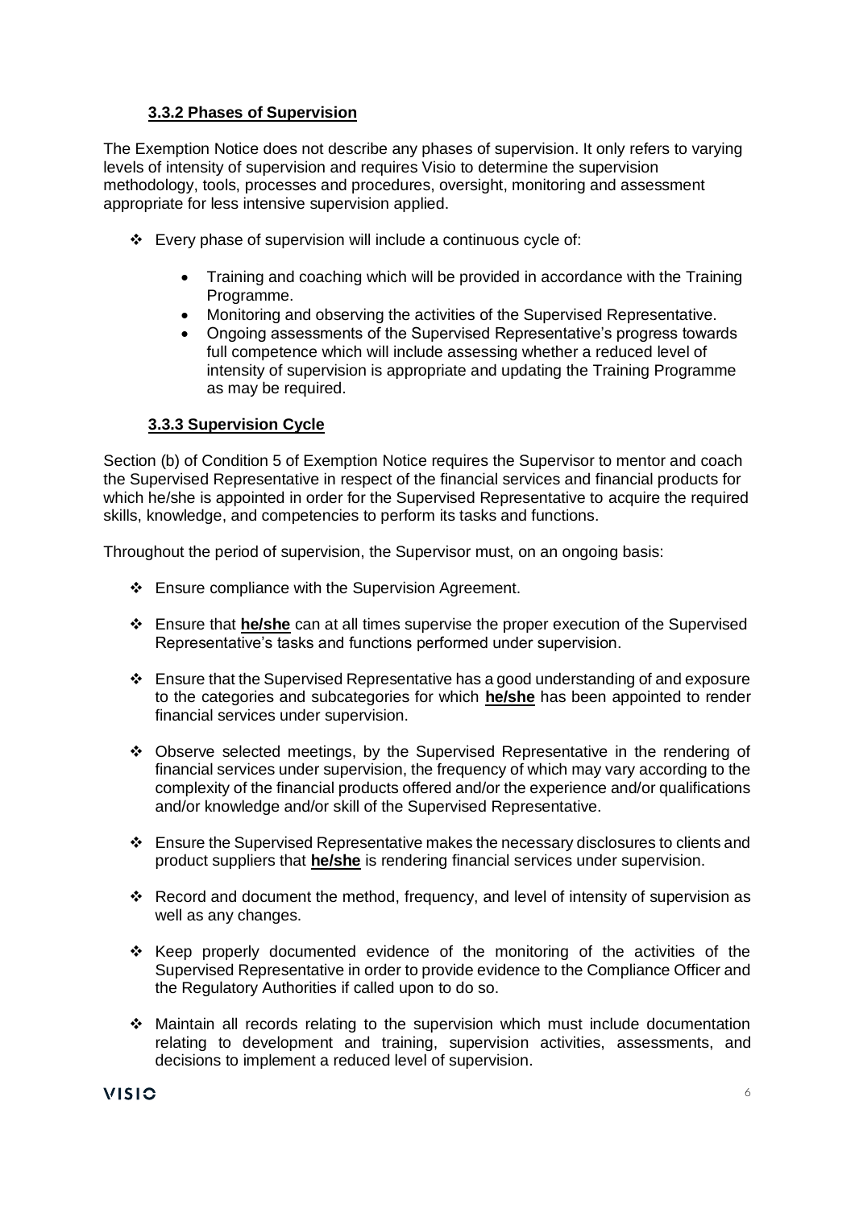#### **3.3.2 Phases of Supervision**

The Exemption Notice does not describe any phases of supervision. It only refers to varying levels of intensity of supervision and requires Visio to determine the supervision methodology, tools, processes and procedures, oversight, monitoring and assessment appropriate for less intensive supervision applied.

- Every phase of supervision will include a continuous cycle of:
    - Training and coaching which will be provided in accordance with the Training Programme.
    - Monitoring and observing the activities of the Supervised Representative.
    - Ongoing assessments of the Supervised Representative's progress towards full competence which will include assessing whether a reduced level of intensity of supervision is appropriate and updating the Training Programme as may be required.

#### **3.3.3 Supervision Cycle**

Section (b) of Condition 5 of Exemption Notice requires the Supervisor to mentor and coach the Supervised Representative in respect of the financial services and financial products for which he/she is appointed in order for the Supervised Representative to acquire the required skills, knowledge, and competencies to perform its tasks and functions.

Throughout the period of supervision, the Supervisor must, on an ongoing basis:

- Ensure compliance with the Supervision Agreement.
- Ensure that **he/she** can at all times supervise the proper execution of the Supervised Representative's tasks and functions performed under supervision.
- Ensure that the Supervised Representative has a good understanding of and exposure to the categories and subcategories for which **he/she** has been appointed to render financial services under supervision.
- Observe selected meetings, by the Supervised Representative in the rendering of financial services under supervision, the frequency of which may vary according to the complexity of the financial products offered and/or the experience and/or qualifications and/or knowledge and/or skill of the Supervised Representative.
- Ensure the Supervised Representative makes the necessary disclosures to clients and product suppliers that **he/she** is rendering financial services under supervision.
- Record and document the method, frequency, and level of intensity of supervision as well as any changes.
- Keep properly documented evidence of the monitoring of the activities of the Supervised Representative in order to provide evidence to the Compliance Officer and the Regulatory Authorities if called upon to do so.
- Maintain all records relating to the supervision which must include documentation relating to development and training, supervision activities, assessments, and decisions to implement a reduced level of supervision.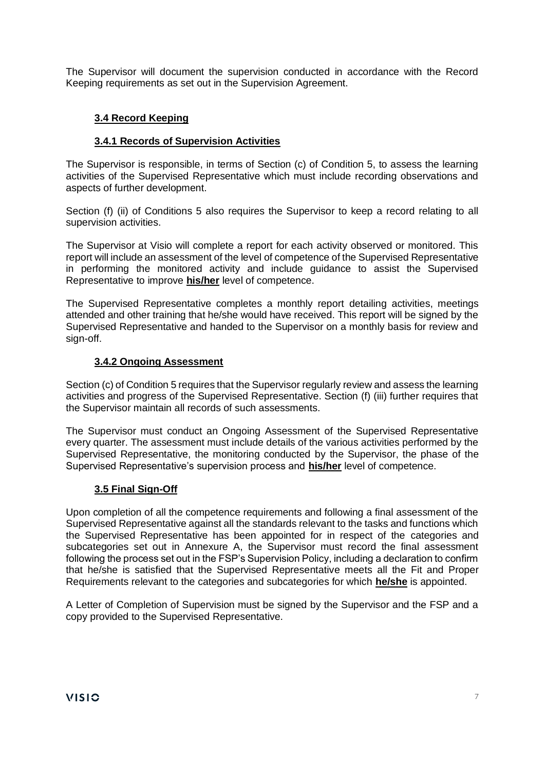The Supervisor will document the supervision conducted in accordance with the Record Keeping requirements as set out in the Supervision Agreement.

### 3.4 Record Keeping

#### 3.4.1 Records of Supervision Activities

The Supervisor is responsible, in terms of Section (c) of Condition 5, to assess the learning activities of the Supervised Representative which must include recording observations and aspects of further development.

Section (f) (ii) of Conditions 5 also requires the Supervisor to keep a record relating to all supervision activities.

The Supervisor at Visio will complete a report for each activity observed or monitored. This report will include an assessment of the level of competence of the Supervised Representative in performing the monitored activity and include guidance to assist the Supervised Representative to improve **his/her** level of competence.

The Supervised Representative completes a monthly report detailing activities, meetings attended and other training that he/she would have received. This report will be signed by the Supervised Representative and handed to the Supervisor on a monthly basis for review and sign-off.

#### 3.4.2 Ongoing Assessment

Section (c) of Condition 5 requires that the Supervisor regularly review and assess the learning activities and progress of the Supervised Representative. Section (f) (iii) further requires that the Supervisor maintain all records of such assessments.

The Supervisor must conduct an Ongoing Assessment of the Supervised Representative every quarter. The assessment must include details of the various activities performed by the Supervised Representative, the monitoring conducted by the Supervisor, the phase of the Supervised Representative's supervision process and **his/her** level of competence.

### 3.5 Final Sign-Off

Upon completion of all the competence requirements and following a final assessment of the Supervised Representative against all the standards relevant to the tasks and functions which the Supervised Representative has been appointed for in respect of the categories and subcategories set out in Annexure A, the Supervisor must record the final assessment following the process set out in the FSP's Supervision Policy, including a declaration to confirm that he/she is satisfied that the Supervised Representative meets all the Fit and Proper Requirements relevant to the categories and subcategories for which **he/she** is appointed.

A Letter of Completion of Supervision must be signed by the Supervisor and the FSP and a copy provided to the Supervised Representative.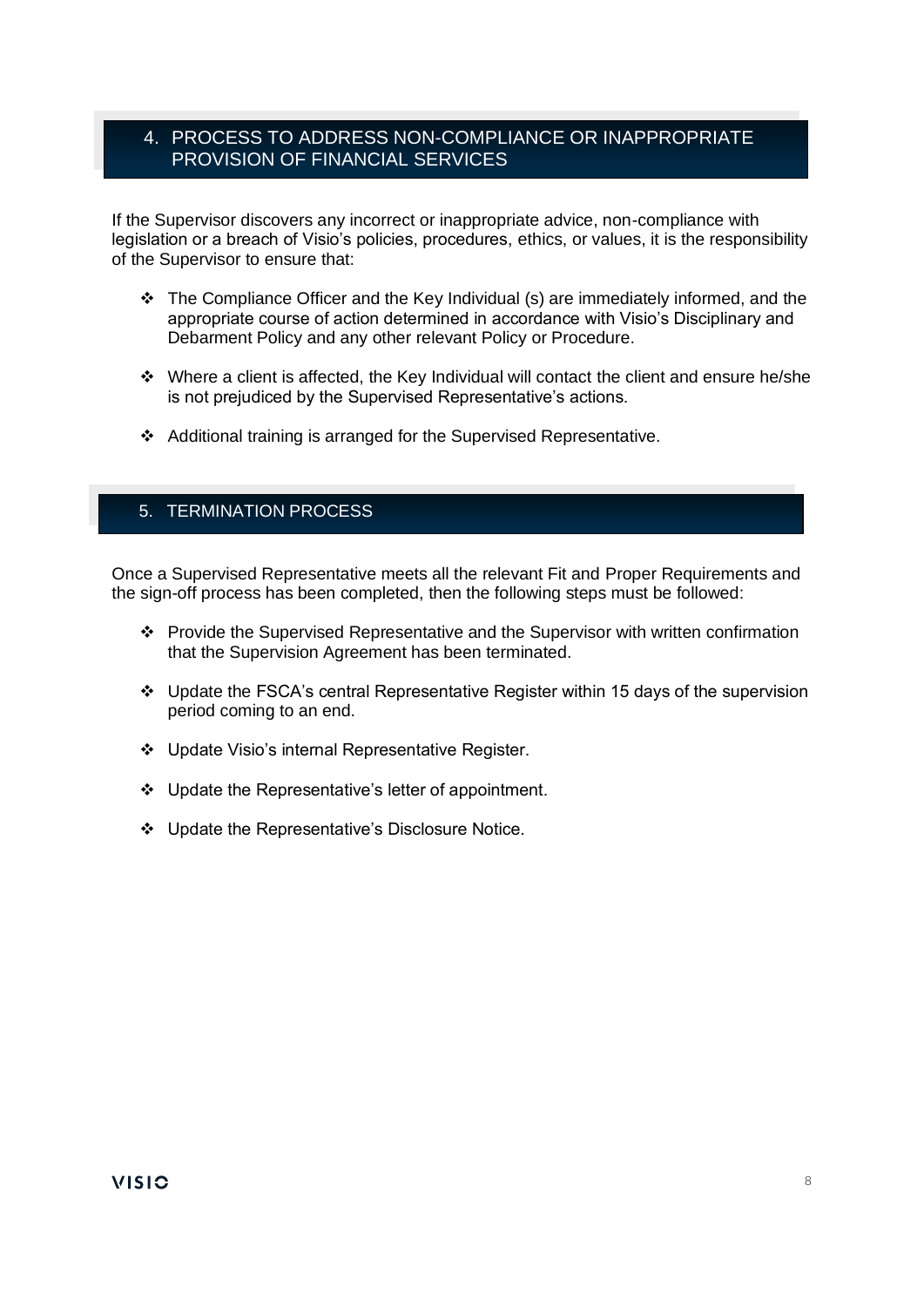## 4. PROCESS TO ADDRESS NON-COMPLIANCE OR INAPPROPRIATE PROVISION OF FINANCIAL SERVICES

If the Supervisor discovers any incorrect or inappropriate advice, non-compliance with legislation or a breach of Visio's policies, procedures, ethics, or values, it is the responsibility of the Supervisor to ensure that:

- The Compliance Officer and the Key Individual (s) are immediately informed, and the appropriate course of action determined in accordance with Visio's Disciplinary and Debarment Policy and any other relevant Policy or Procedure.
- Where a client is affected, the Key Individual will contact the client and ensure he/she is not prejudiced by the Supervised Representative's actions.
- Additional training is arranged for the Supervised Representative.

## 5. TERMINATION PROCESS

Once a Supervised Representative meets all the relevant Fit and Proper Requirements and the sign-off process has been completed, then the following steps must be followed:

- Provide the Supervised Representative and the Supervisor with written confirmation that the Supervision Agreement has been terminated.
- Update the FSCA's central Representative Register within 15 days of the supervision period coming to an end.
- Update Visio's internal Representative Register.
- Update the Representative's letter of appointment.
- Update the Representative's Disclosure Notice.